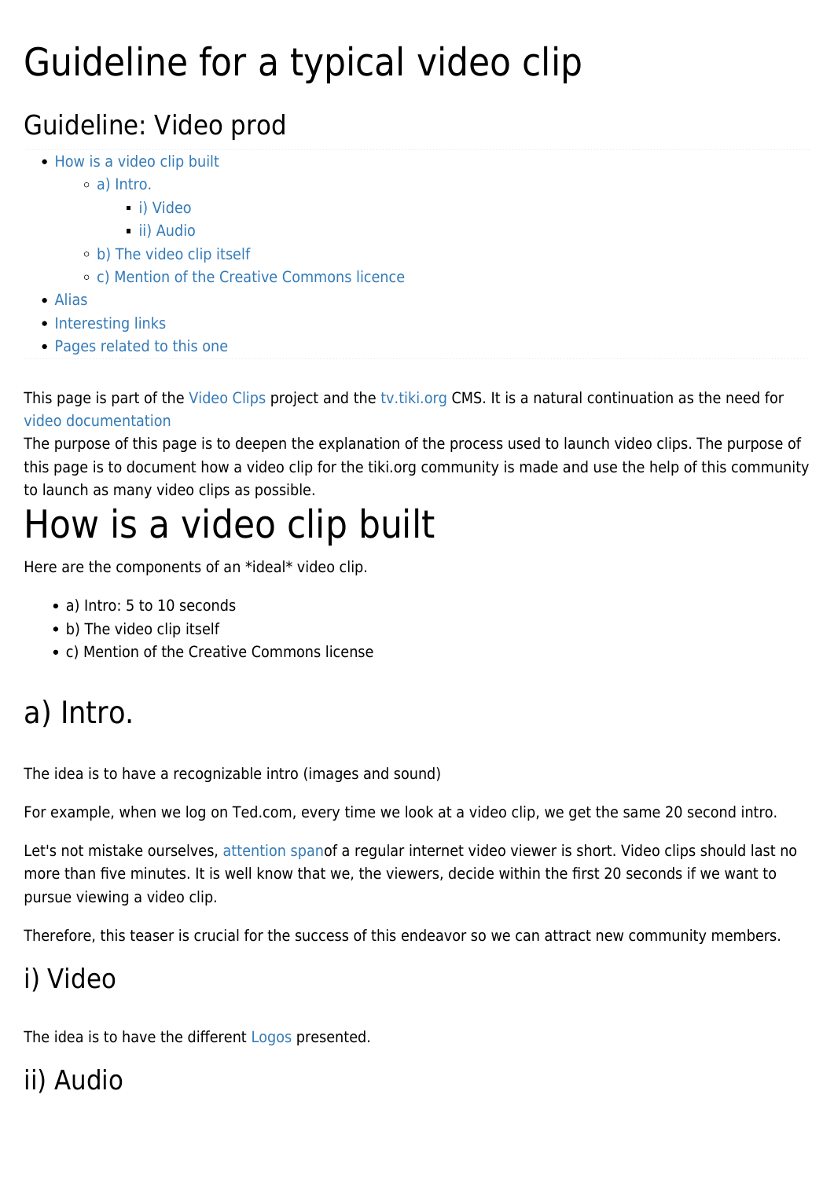# Guideline for a typical video clip

## Guideline: Video prod

- How is a video clip built
  - a) Intro.
    - i) Video
    - ii) Audio
  - b) The video clip itself
  - c) Mention of the Creative Commons licence
- Alias
- Interesting links
- Pages related to this one

This page is part of the Video Clips project and the tv.tiki.org CMS. It is a natural continuation as the need for video documentation
The purpose of this page is to deepen the explanation of the process used to launch video clips. The purpose of this page is to document how a video clip for the tiki.org community is made and use the help of this community to launch as many video clips as possible.

# How is a video clip built

Here are the components of an *ideal* video clip.

- a) Intro: 5 to 10 seconds
- b) The video clip itself
- c) Mention of the Creative Commons license

## a) Intro.

The idea is to have a recognizable intro (images and sound)

For example, when we log on Ted.com, every time we look at a video clip, we get the same 20 second intro.

Let's not mistake ourselves, attention spanof a regular internet video viewer is short. Video clips should last no more than five minutes. It is well know that we, the viewers, decide within the first 20 seconds if we want to pursue viewing a video clip.

Therefore, this teaser is crucial for the success of this endeavor so we can attract new community members.

### i) Video

The idea is to have the different Logos presented.

### ii) Audio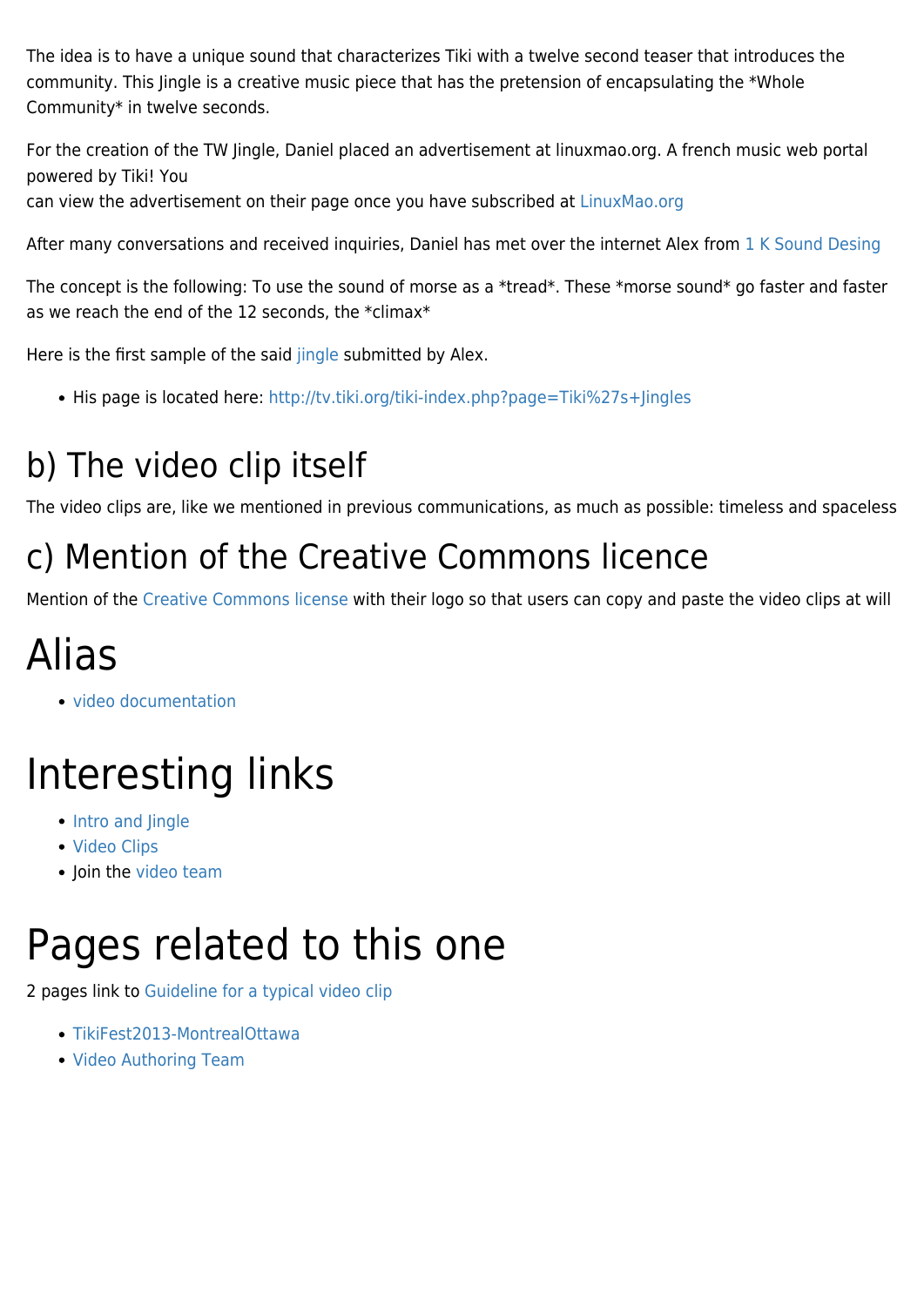The idea is to have a unique sound that characterizes Tiki with a twelve second teaser that introduces the community. This Jingle is a creative music piece that has the pretension of encapsulating the *Whole Community* in twelve seconds.

For the creation of the TW Jingle, Daniel placed an advertisement at linuxmao.org. A french music web portal powered by Tiki! You
can view the advertisement on their page once you have subscribed at LinuxMao.org

After many conversations and received inquiries, Daniel has met over the internet Alex from 1 K Sound Desing

The concept is the following: To use the sound of morse as a *tread*. These *morse sound* go faster and faster as we reach the end of the 12 seconds, the *climax*

Here is the first sample of the said jingle submitted by Alex.

- His page is located here: http://tv.tiki.org/tiki-index.php?page=Tiki%27s+Jingles

## b) The video clip itself

The video clips are, like we mentioned in previous communications, as much as possible: timeless and spaceless

## c) Mention of the Creative Commons licence

Mention of the Creative Commons license with their logo so that users can copy and paste the video clips at will

# Alias

- video documentation

# Interesting links

- Intro and Jingle
- Video Clips
- Join the video team

# Pages related to this one

2 pages link to Guideline for a typical video clip

- TikiFest2013-MontrealOttawa
- Video Authoring Team